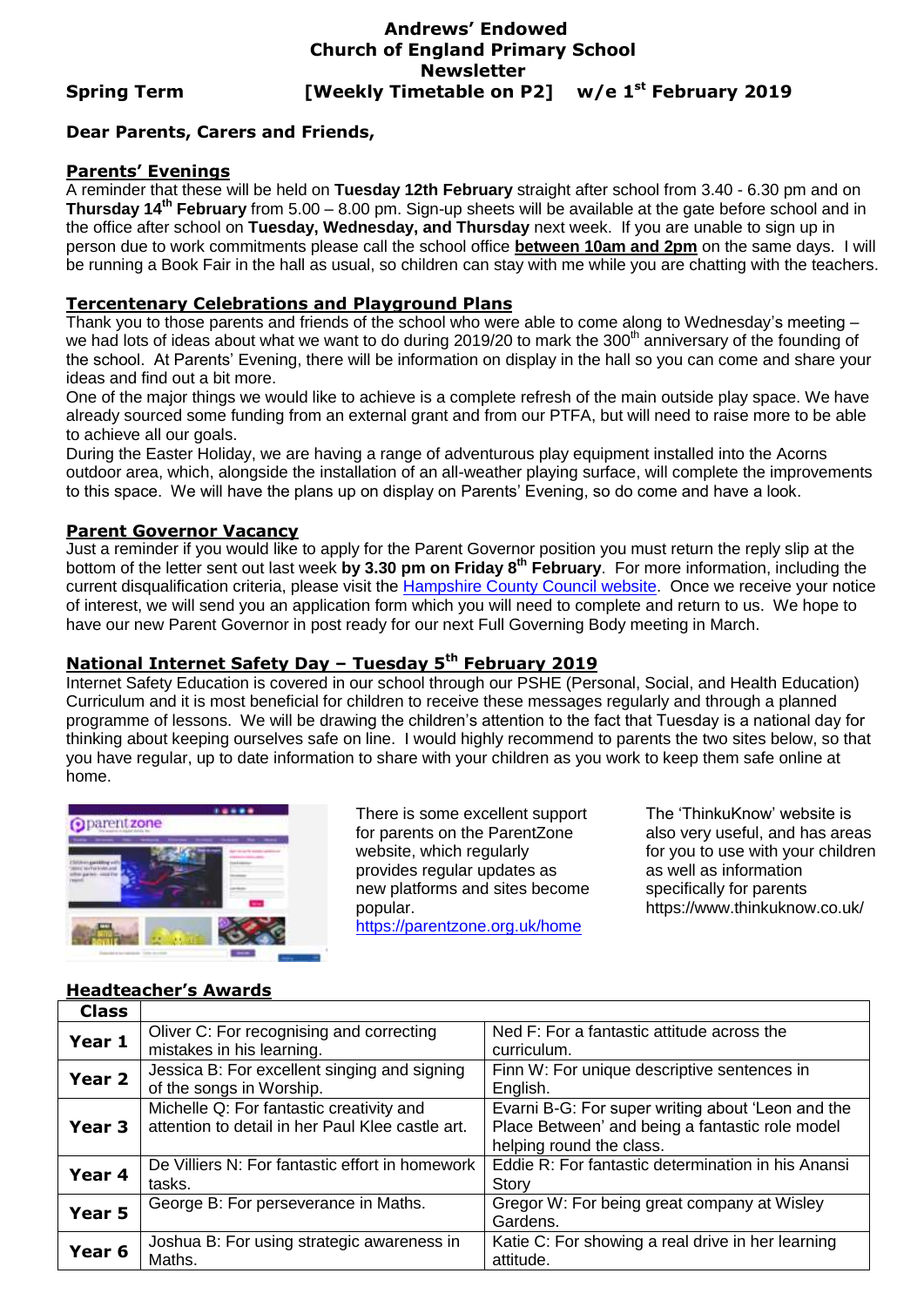# Andrews' Endowed Church of England Primary School Newsletter

**Spring Term** **[Weekly Timetable on P2]** **w/e 1st February 2019**

**Dear Parents, Carers and Friends,**

## Parents' Evenings

A reminder that these will be held on **Tuesday 12th February** straight after school from 3.40 - 6.30 pm and on **Thursday 14th February** from 5.00 – 8.00 pm. Sign-up sheets will be available at the gate before school and in the office after school on **Tuesday, Wednesday, and Thursday** next week. If you are unable to sign up in person due to work commitments please call the school office **between 10am and 2pm** on the same days. I will be running a Book Fair in the hall as usual, so children can stay with me while you are chatting with the teachers.

## Tercentenary Celebrations and Playground Plans

Thank you to those parents and friends of the school who were able to come along to Wednesday's meeting – we had lots of ideas about what we want to do during 2019/20 to mark the 300th anniversary of the founding of the school. At Parents' Evening, there will be information on display in the hall so you can come and share your ideas and find out a bit more.

One of the major things we would like to achieve is a complete refresh of the main outside play space. We have already sourced some funding from an external grant and from our PTFA, but will need to raise more to be able to achieve all our goals.

During the Easter Holiday, we are having a range of adventurous play equipment installed into the Acorns outdoor area, which, alongside the installation of an all-weather playing surface, will complete the improvements to this space. We will have the plans up on display on Parents' Evening, so do come and have a look.

## Parent Governor Vacancy

Just a reminder if you would like to apply for the Parent Governor position you must return the reply slip at the bottom of the letter sent out last week **by 3.30 pm on Friday 8th February**. For more information, including the current disqualification criteria, please visit the Hampshire County Council website. Once we receive your notice of interest, we will send you an application form which you will need to complete and return to us. We hope to have our new Parent Governor in post ready for our next Full Governing Body meeting in March.

## National Internet Safety Day – Tuesday 5th February 2019

Internet Safety Education is covered in our school through our PSHE (Personal, Social, and Health Education) Curriculum and it is most beneficial for children to receive these messages regularly and through a planned programme of lessons. We will be drawing the children's attention to the fact that Tuesday is a national day for thinking about keeping ourselves safe on line. I would highly recommend to parents the two sites below, so that you have regular, up to date information to share with your children as you work to keep them safe online at home.

There is some excellent support for parents on the ParentZone website, which regularly provides regular updates as new platforms and sites become popular. https://parentzone.org.uk/home

The 'ThinkuKnow' website is also very useful, and has areas for you to use with your children as well as information specifically for parents https://www.thinkuknow.co.uk/

## Headteacher's Awards

| Class | | |
|---|---|---|
| **Year 1** | Oliver C: For recognising and correcting mistakes in his learning. | Ned F: For a fantastic attitude across the curriculum. |
| **Year 2** | Jessica B: For excellent singing and signing of the songs in Worship. | Finn W: For unique descriptive sentences in English. |
| **Year 3** | Michelle Q: For fantastic creativity and attention to detail in her Paul Klee castle art. | Evarni B-G: For super writing about 'Leon and the Place Between' and being a fantastic role model helping round the class. |
| **Year 4** | De Villiers N: For fantastic effort in homework tasks. | Eddie R: For fantastic determination in his Anansi Story |
| **Year 5** | George B: For perseverance in Maths. | Gregor W: For being great company at Wisley Gardens. |
| **Year 6** | Joshua B: For using strategic awareness in Maths. | Katie C: For showing a real drive in her learning attitude. |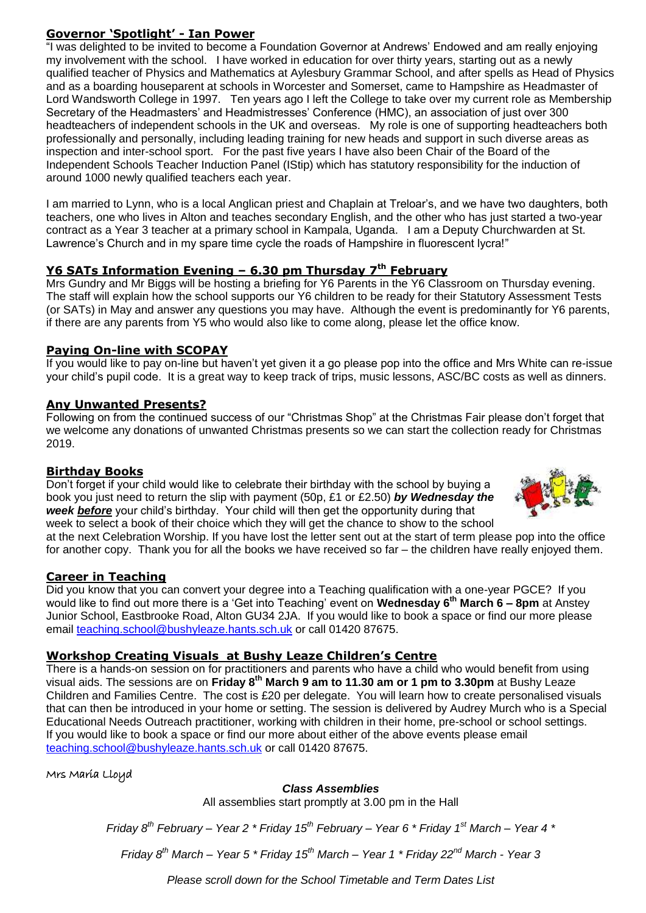## Governor 'Spotlight' - Ian Power

"I was delighted to be invited to become a Foundation Governor at Andrews' Endowed and am really enjoying my involvement with the school. I have worked in education for over thirty years, starting out as a newly qualified teacher of Physics and Mathematics at Aylesbury Grammar School, and after spells as Head of Physics and as a boarding houseparent at schools in Worcester and Somerset, came to Hampshire as Headmaster of Lord Wandsworth College in 1997. Ten years ago I left the College to take over my current role as Membership Secretary of the Headmasters' and Headmistresses' Conference (HMC), an association of just over 300 headteachers of independent schools in the UK and overseas. My role is one of supporting headteachers both professionally and personally, including leading training for new heads and support in such diverse areas as inspection and inter-school sport. For the past five years I have also been Chair of the Board of the Independent Schools Teacher Induction Panel (IStip) which has statutory responsibility for the induction of around 1000 newly qualified teachers each year.

I am married to Lynn, who is a local Anglican priest and Chaplain at Treloar's, and we have two daughters, both teachers, one who lives in Alton and teaches secondary English, and the other who has just started a two-year contract as a Year 3 teacher at a primary school in Kampala, Uganda. I am a Deputy Churchwarden at St. Lawrence's Church and in my spare time cycle the roads of Hampshire in fluorescent lycra!"

## Y6 SATs Information Evening – 6.30 pm Thursday 7th February

Mrs Gundry and Mr Biggs will be hosting a briefing for Y6 Parents in the Y6 Classroom on Thursday evening. The staff will explain how the school supports our Y6 children to be ready for their Statutory Assessment Tests (or SATs) in May and answer any questions you may have. Although the event is predominantly for Y6 parents, if there are any parents from Y5 who would also like to come along, please let the office know.

## Paying On-line with SCOPAY

If you would like to pay on-line but haven't yet given it a go please pop into the office and Mrs White can re-issue your child's pupil code. It is a great way to keep track of trips, music lessons, ASC/BC costs as well as dinners.

## Any Unwanted Presents?

Following on from the continued success of our "Christmas Shop" at the Christmas Fair please don't forget that we welcome any donations of unwanted Christmas presents so we can start the collection ready for Christmas 2019.

## Birthday Books

Don't forget if your child would like to celebrate their birthday with the school by buying a book you just need to return the slip with payment (50p, £1 or £2.50) ***by Wednesday the week before*** your child's birthday. Your child will then get the opportunity during that week to select a book of their choice which they will get the chance to show to the school at the next Celebration Worship. If you have lost the letter sent out at the start of term please pop into the office for another copy. Thank you for all the books we have received so far – the children have really enjoyed them.

## Career in Teaching

Did you know that you can convert your degree into a Teaching qualification with a one-year PGCE? If you would like to find out more there is a 'Get into Teaching' event on **Wednesday 6th March 6 – 8pm** at Anstey Junior School, Eastbrooke Road, Alton GU34 2JA. If you would like to book a space or find our more please email teaching.school@bushyleaze.hants.sch.uk or call 01420 87675.

## Workshop Creating Visuals at Bushy Leaze Children's Centre

There is a hands-on session on for practitioners and parents who have a child who would benefit from using visual aids. The sessions are on **Friday 8th March 9 am to 11.30 am or 1 pm to 3.30pm** at Bushy Leaze Children and Families Centre. The cost is £20 per delegate. You will learn how to create personalised visuals that can then be introduced in your home or setting. The session is delivered by Audrey Murch who is a Special Educational Needs Outreach practitioner, working with children in their home, pre-school or school settings. If you would like to book a space or find our more about either of the above events please email teaching.school@bushyleaze.hants.sch.uk or call 01420 87675.

Mrs Maria Lloyd

***Class Assemblies***

All assemblies start promptly at 3.00 pm in the Hall

*Friday 8th February – Year 2 * Friday 15th February – Year 6 * Friday 1st March – Year 4 **

*Friday 8th March – Year 5 * Friday 15th March – Year 1 * Friday 22nd March - Year 3*

*Please scroll down for the School Timetable and Term Dates List*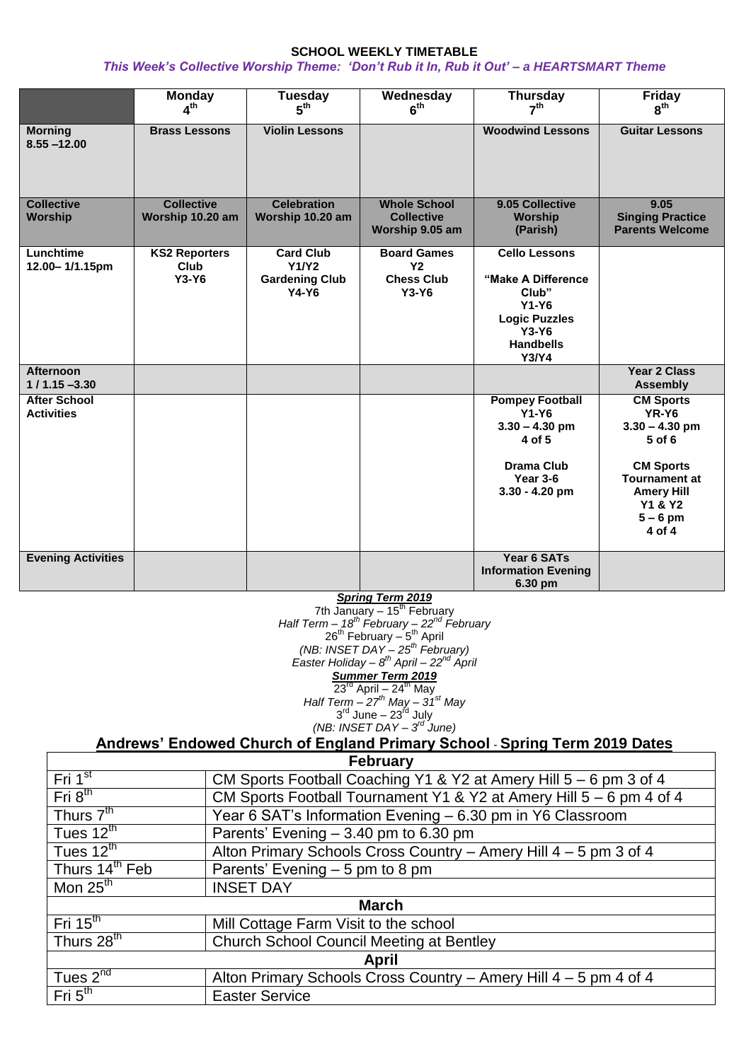**SCHOOL WEEKLY TIMETABLE**

***This Week's Collective Worship Theme: 'Don't Rub it In, Rub it Out' – a HEARTSMART Theme***

| | **Monday 4th** | **Tuesday 5th** | **Wednesday 6th** | **Thursday 7th** | **Friday 8th** |
|---|---|---|---|---|---|
| **Morning 8.55 –12.00** | **Brass Lessons** | **Violin Lessons** | | **Woodwind Lessons** | **Guitar Lessons** |
| **Collective Worship** | **Collective Worship 10.20 am** | **Celebration Worship 10.20 am** | **Whole School Collective Worship 9.05 am** | **9.05 Collective Worship (Parish)** | **9.05 Singing Practice Parents Welcome** |
| **Lunchtime 12.00– 1/1.15pm** | **KS2 Reporters Club Y3-Y6** | **Card Club Y1/Y2 Gardening Club Y4-Y6** | **Board Games Y2 Chess Club Y3-Y6** | **Cello Lessons "Make A Difference Club" Y1-Y6 Logic Puzzles Y3-Y6 Handbells Y3/Y4** | |
| **Afternoon 1 / 1.15 –3.30** | | | | | **Year 2 Class Assembly** |
| **After School Activities** | | | | **Pompey Football Y1-Y6 3.30 – 4.30 pm 4 of 5 Drama Club Year 3-6 3.30 - 4.20 pm** | **CM Sports YR-Y6 3.30 – 4.30 pm 5 of 6 CM Sports Tournament at Amery Hill Y1 & Y2 5 – 6 pm 4 of 4** |
| **Evening Activities** | | | | **Year 6 SATs Information Evening 6.30 pm** | |

***Spring Term 2019***

7th January – 15th February

*Half Term – 18th February – 22nd February*

26th February – 5th April

*(NB: INSET DAY – 25th February)*

*Easter Holiday – 8th April – 22nd April*

***Summer Term 2019***

23rd April – 24th May

*Half Term – 27th May – 31st May*

3rd June – 23rd July

*(NB: INSET DAY – 3rd June)*

## Andrews' Endowed Church of England Primary School - Spring Term 2019 Dates

| | |
|---|---|
| **February** | |
| Fri 1st | CM Sports Football Coaching Y1 & Y2 at Amery Hill 5 – 6 pm 3 of 4 |
| Fri 8th | CM Sports Football Tournament Y1 & Y2 at Amery Hill 5 – 6 pm 4 of 4 |
| Thurs 7th | Year 6 SAT's Information Evening – 6.30 pm in Y6 Classroom |
| Tues 12th | Parents' Evening – 3.40 pm to 6.30 pm |
| Tues 12th | Alton Primary Schools Cross Country – Amery Hill 4 – 5 pm 3 of 4 |
| Thurs 14th Feb | Parents' Evening – 5 pm to 8 pm |
| Mon 25th | INSET DAY |
| **March** | |
| Fri 15th | Mill Cottage Farm Visit to the school |
| Thurs 28th | Church School Council Meeting at Bentley |
| **April** | |
| Tues 2nd | Alton Primary Schools Cross Country – Amery Hill 4 – 5 pm 4 of 4 |
| Fri 5th | Easter Service |